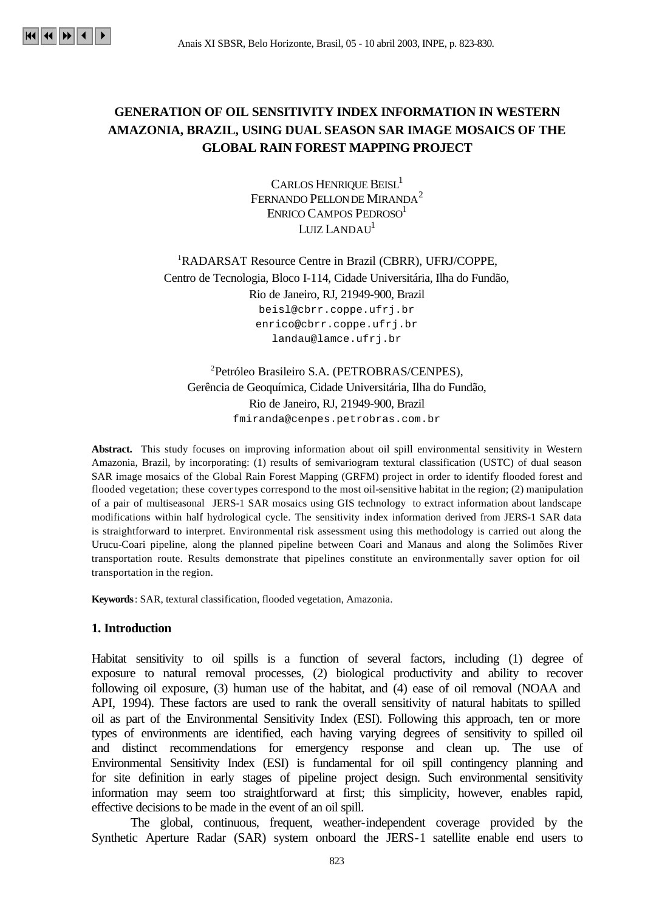# GENERATION OF OIL SENSITIVITY INDEX INFORMATION IN WESTERN AMAZONIA, BRAZIL, USING DUAL SEASON SAR IMAGE MOSAICS OF THE GLOBAL RAIN FOREST MAPPING PROJECT

CARLOS HENRIQUE BEISL[1]
FERNANDO PELLON DE MIRANDA[2]
ENRICO CAMPOS PEDROSO[1]
LUIZ LANDAU[1]

[1]RADARSAT Resource Centre in Brazil (CBRR), UFRJ/COPPE,
Centro de Tecnologia, Bloco I-114, Cidade Universitária, Ilha do Fundão,
Rio de Janeiro, RJ, 21949-900, Brazil
beisl@cbrr.coppe.ufrj.br
enrico@cbrr.coppe.ufrj.br
landau@lamce.ufrj.br

[2]Petróleo Brasileiro S.A. (PETROBRAS/CENPES),
Gerência de Geoquímica, Cidade Universitária, Ilha do Fundão,
Rio de Janeiro, RJ, 21949-900, Brazil
fmiranda@cenpes.petrobras.com.br

**Abstract.** This study focuses on improving information about oil spill environmental sensitivity in Western Amazonia, Brazil, by incorporating: (1) results of semivariogram textural classification (USTC) of dual season SAR image mosaics of the Global Rain Forest Mapping (GRFM) project in order to identify flooded forest and flooded vegetation; these cover types correspond to the most oil-sensitive habitat in the region; (2) manipulation of a pair of multiseasonal JERS-1 SAR mosaics using GIS technology to extract information about landscape modifications within half hydrological cycle. The sensitivity index information derived from JERS-1 SAR data is straightforward to interpret. Environmental risk assessment using this methodology is carried out along the Urucu-Coari pipeline, along the planned pipeline between Coari and Manaus and along the Solimões River transportation route. Results demonstrate that pipelines constitute an environmentally saver option for oil transportation in the region.

**Keywords**: SAR, textural classification, flooded vegetation, Amazonia.

## 1. Introduction

Habitat sensitivity to oil spills is a function of several factors, including (1) degree of exposure to natural removal processes, (2) biological productivity and ability to recover following oil exposure, (3) human use of the habitat, and (4) ease of oil removal (NOAA and API, 1994). These factors are used to rank the overall sensitivity of natural habitats to spilled oil as part of the Environmental Sensitivity Index (ESI). Following this approach, ten or more types of environments are identified, each having varying degrees of sensitivity to spilled oil and distinct recommendations for emergency response and clean up. The use of Environmental Sensitivity Index (ESI) is fundamental for oil spill contingency planning and for site definition in early stages of pipeline project design. Such environmental sensitivity information may seem too straightforward at first; this simplicity, however, enables rapid, effective decisions to be made in the event of an oil spill.

The global, continuous, frequent, weather-independent coverage provided by the Synthetic Aperture Radar (SAR) system onboard the JERS-1 satellite enable end users to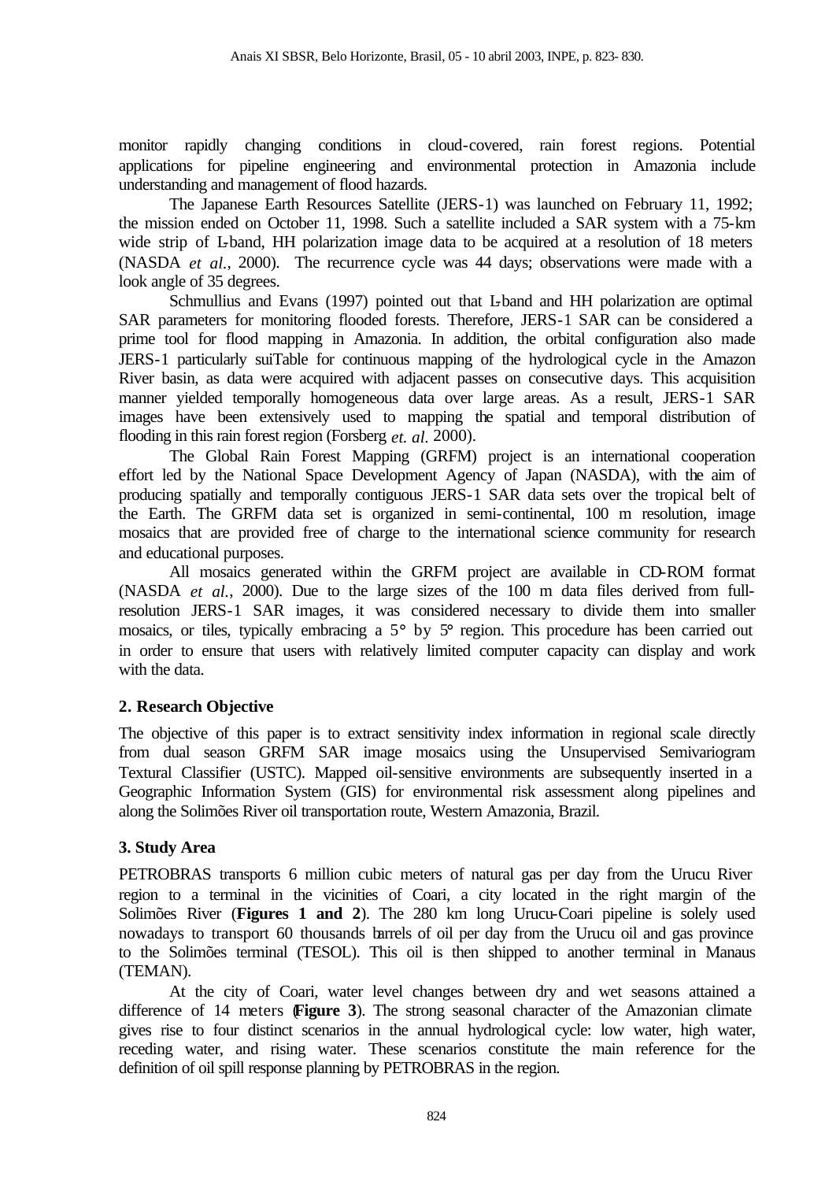monitor rapidly changing conditions in cloud-covered, rain forest regions. Potential applications for pipeline engineering and environmental protection in Amazonia include understanding and management of flood hazards.

The Japanese Earth Resources Satellite (JERS-1) was launched on February 11, 1992; the mission ended on October 11, 1998. Such a satellite included a SAR system with a 75-km wide strip of L-band, HH polarization image data to be acquired at a resolution of 18 meters (NASDA *et al.*, 2000). The recurrence cycle was 44 days; observations were made with a look angle of 35 degrees.

Schmullius and Evans (1997) pointed out that L-band and HH polarization are optimal SAR parameters for monitoring flooded forests. Therefore, JERS-1 SAR can be considered a prime tool for flood mapping in Amazonia. In addition, the orbital configuration also made JERS-1 particularly suiTable for continuous mapping of the hydrological cycle in the Amazon River basin, as data were acquired with adjacent passes on consecutive days. This acquisition manner yielded temporally homogeneous data over large areas. As a result, JERS-1 SAR images have been extensively used to mapping the spatial and temporal distribution of flooding in this rain forest region (Forsberg *et. al.* 2000).

The Global Rain Forest Mapping (GRFM) project is an international cooperation effort led by the National Space Development Agency of Japan (NASDA), with the aim of producing spatially and temporally contiguous JERS-1 SAR data sets over the tropical belt of the Earth. The GRFM data set is organized in semi-continental, 100 m resolution, image mosaics that are provided free of charge to the international science community for research and educational purposes.

All mosaics generated within the GRFM project are available in CD-ROM format (NASDA *et al.*, 2000). Due to the large sizes of the 100 m data files derived from full-resolution JERS-1 SAR images, it was considered necessary to divide them into smaller mosaics, or tiles, typically embracing a 5° by 5° region. This procedure has been carried out in order to ensure that users with relatively limited computer capacity can display and work with the data.

## 2. Research Objective

The objective of this paper is to extract sensitivity index information in regional scale directly from dual season GRFM SAR image mosaics using the Unsupervised Semivariogram Textural Classifier (USTC). Mapped oil-sensitive environments are subsequently inserted in a Geographic Information System (GIS) for environmental risk assessment along pipelines and along the Solimões River oil transportation route, Western Amazonia, Brazil.

## 3. Study Area

PETROBRAS transports 6 million cubic meters of natural gas per day from the Urucu River region to a terminal in the vicinities of Coari, a city located in the right margin of the Solimões River (**Figures 1 and 2**). The 280 km long Urucu-Coari pipeline is solely used nowadays to transport 60 thousands barrels of oil per day from the Urucu oil and gas province to the Solimões terminal (TESOL). This oil is then shipped to another terminal in Manaus (TEMAN).

At the city of Coari, water level changes between dry and wet seasons attained a difference of 14 meters (**Figure 3**). The strong seasonal character of the Amazonian climate gives rise to four distinct scenarios in the annual hydrological cycle: low water, high water, receding water, and rising water. These scenarios constitute the main reference for the definition of oil spill response planning by PETROBRAS in the region.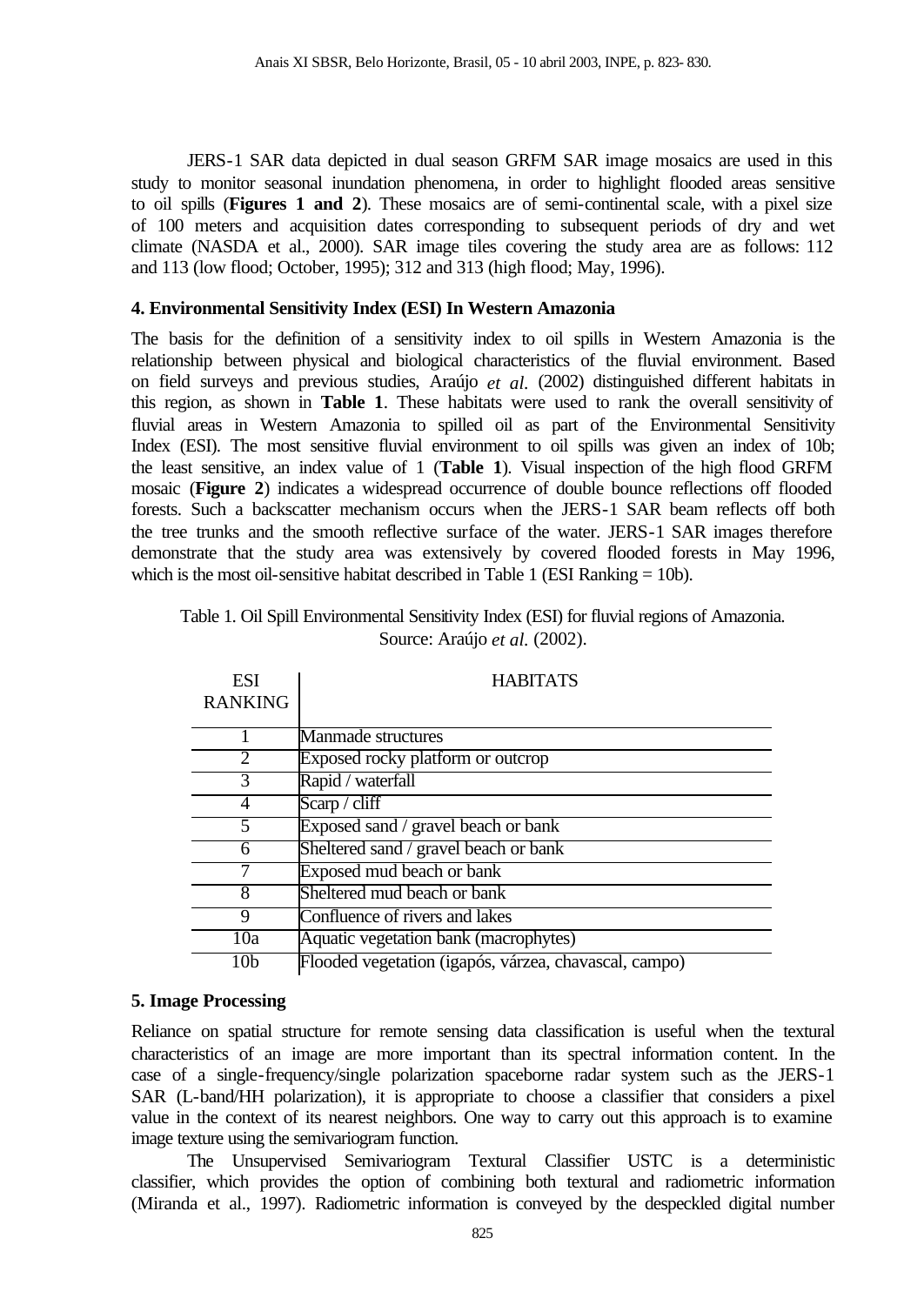JERS-1 SAR data depicted in dual season GRFM SAR image mosaics are used in this study to monitor seasonal inundation phenomena, in order to highlight flooded areas sensitive to oil spills (**Figures 1 and 2**). These mosaics are of semi-continental scale, with a pixel size of 100 meters and acquisition dates corresponding to subsequent periods of dry and wet climate (NASDA et al., 2000). SAR image tiles covering the study area are as follows: 112 and 113 (low flood; October, 1995); 312 and 313 (high flood; May, 1996).

### 4. Environmental Sensitivity Index (ESI) In Western Amazonia

The basis for the definition of a sensitivity index to oil spills in Western Amazonia is the relationship between physical and biological characteristics of the fluvial environment. Based on field surveys and previous studies, Araújo *et al.* (2002) distinguished different habitats in this region, as shown in **Table 1**. These habitats were used to rank the overall sensitivity of fluvial areas in Western Amazonia to spilled oil as part of the Environmental Sensitivity Index (ESI). The most sensitive fluvial environment to oil spills was given an index of 10b; the least sensitive, an index value of 1 (**Table 1**). Visual inspection of the high flood GRFM mosaic (**Figure 2**) indicates a widespread occurrence of double bounce reflections off flooded forests. Such a backscatter mechanism occurs when the JERS-1 SAR beam reflects off both the tree trunks and the smooth reflective surface of the water. JERS-1 SAR images therefore demonstrate that the study area was extensively by covered flooded forests in May 1996, which is the most oil-sensitive habitat described in Table 1 (ESI Ranking = 10b).

Table 1. Oil Spill Environmental Sensitivity Index (ESI) for fluvial regions of Amazonia. Source: Araújo *et al.* (2002).

| ESI RANKING | HABITATS |
|---|---|
| 1 | Manmade structures |
| 2 | Exposed rocky platform or outcrop |
| 3 | Rapid / waterfall |
| 4 | Scarp / cliff |
| 5 | Exposed sand / gravel beach or bank |
| 6 | Sheltered sand / gravel beach or bank |
| 7 | Exposed mud beach or bank |
| 8 | Sheltered mud beach or bank |
| 9 | Confluence of rivers and lakes |
| 10a | Aquatic vegetation bank (macrophytes) |
| 10b | Flooded vegetation (igapós, várzea, chavascal, campo) |

### 5. Image Processing

Reliance on spatial structure for remote sensing data classification is useful when the textural characteristics of an image are more important than its spectral information content. In the case of a single-frequency/single polarization spaceborne radar system such as the JERS-1 SAR (L-band/HH polarization), it is appropriate to choose a classifier that considers a pixel value in the context of its nearest neighbors. One way to carry out this approach is to examine image texture using the semivariogram function.

The Unsupervised Semivariogram Textural Classifier USTC is a deterministic classifier, which provides the option of combining both textural and radiometric information (Miranda et al., 1997). Radiometric information is conveyed by the despeckled digital number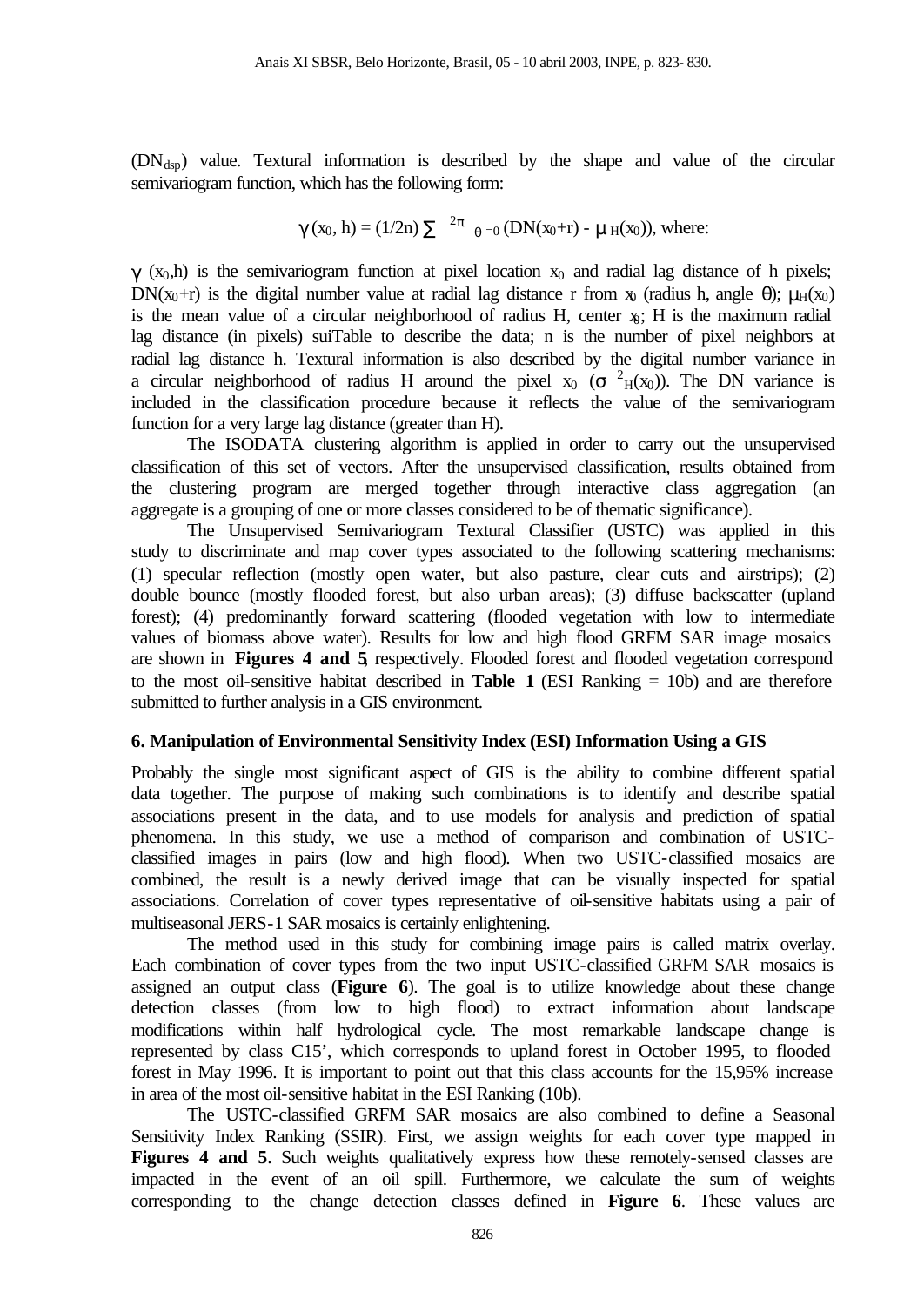($DN_{dsp}$) value. Textural information is described by the shape and value of the circular semivariogram function, which has the following form:

$$\gamma (x_0, h) = (1/2n) \sum_{\theta=0}^{2\pi} (DN(x_0+r) - \mu_H(x_0)), \text{ where:}$$

$\gamma$ ($x_0$,h) is the semivariogram function at pixel location $x_0$ and radial lag distance of h pixels; DN($x_0$+r) is the digital number value at radial lag distance r from $x_0$ (radius h, angle $\theta$); $\mu_H(x_0)$ is the mean value of a circular neighborhood of radius H, center $x_0$; H is the maximum radial lag distance (in pixels) suiTable to describe the data; n is the number of pixel neighbors at radial lag distance h. Textural information is also described by the digital number variance in a circular neighborhood of radius H around the pixel $x_0$ ($\sigma^2_H(x_0)$). The DN variance is included in the classification procedure because it reflects the value of the semivariogram function for a very large lag distance (greater than H).

The ISODATA clustering algorithm is applied in order to carry out the unsupervised classification of this set of vectors. After the unsupervised classification, results obtained from the clustering program are merged together through interactive class aggregation (an aggregate is a grouping of one or more classes considered to be of thematic significance).

The Unsupervised Semivariogram Textural Classifier (USTC) was applied in this study to discriminate and map cover types associated to the following scattering mechanisms: (1) specular reflection (mostly open water, but also pasture, clear cuts and airstrips); (2) double bounce (mostly flooded forest, but also urban areas); (3) diffuse backscatter (upland forest); (4) predominantly forward scattering (flooded vegetation with low to intermediate values of biomass above water). Results for low and high flood GRFM SAR image mosaics are shown in **Figures 4 and 5**, respectively. Flooded forest and flooded vegetation correspond to the most oil-sensitive habitat described in **Table 1** (ESI Ranking = 10b) and are therefore submitted to further analysis in a GIS environment.

## 6. Manipulation of Environmental Sensitivity Index (ESI) Information Using a GIS

Probably the single most significant aspect of GIS is the ability to combine different spatial data together. The purpose of making such combinations is to identify and describe spatial associations present in the data, and to use models for analysis and prediction of spatial phenomena. In this study, we use a method of comparison and combination of USTC-classified images in pairs (low and high flood). When two USTC-classified mosaics are combined, the result is a newly derived image that can be visually inspected for spatial associations. Correlation of cover types representative of oil-sensitive habitats using a pair of multiseasonal JERS-1 SAR mosaics is certainly enlightening.

The method used in this study for combining image pairs is called matrix overlay. Each combination of cover types from the two input USTC-classified GRFM SAR mosaics is assigned an output class (**Figure 6**). The goal is to utilize knowledge about these change detection classes (from low to high flood) to extract information about landscape modifications within half hydrological cycle. The most remarkable landscape change is represented by class C15', which corresponds to upland forest in October 1995, to flooded forest in May 1996. It is important to point out that this class accounts for the 15,95% increase in area of the most oil-sensitive habitat in the ESI Ranking (10b).

The USTC-classified GRFM SAR mosaics are also combined to define a Seasonal Sensitivity Index Ranking (SSIR). First, we assign weights for each cover type mapped in **Figures 4 and 5**. Such weights qualitatively express how these remotely-sensed classes are impacted in the event of an oil spill. Furthermore, we calculate the sum of weights corresponding to the change detection classes defined in **Figure 6**. These values are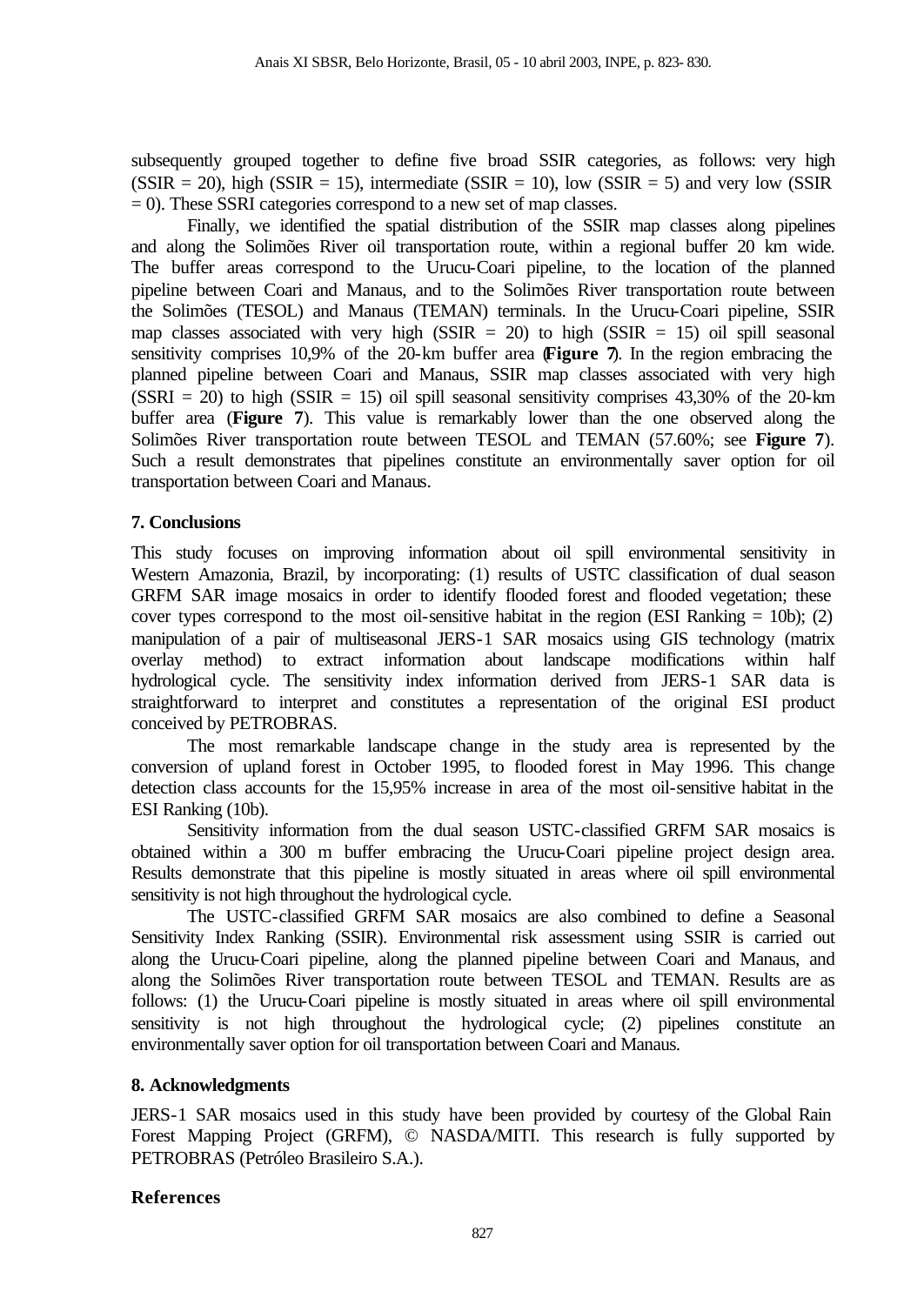subsequently grouped together to define five broad SSIR categories, as follows: very high (SSIR = 20), high (SSIR = 15), intermediate (SSIR = 10), low (SSIR = 5) and very low (SSIR = 0). These SSRI categories correspond to a new set of map classes.

Finally, we identified the spatial distribution of the SSIR map classes along pipelines and along the Solimões River oil transportation route, within a regional buffer 20 km wide. The buffer areas correspond to the Urucu-Coari pipeline, to the location of the planned pipeline between Coari and Manaus, and to the Solimões River transportation route between the Solimões (TESOL) and Manaus (TEMAN) terminals. In the Urucu-Coari pipeline, SSIR map classes associated with very high (SSIR = 20) to high (SSIR = 15) oil spill seasonal sensitivity comprises 10,9% of the 20-km buffer area (**Figure 7**). In the region embracing the planned pipeline between Coari and Manaus, SSIR map classes associated with very high (SSRI = 20) to high (SSIR = 15) oil spill seasonal sensitivity comprises 43,30% of the 20-km buffer area (**Figure 7**). This value is remarkably lower than the one observed along the Solimões River transportation route between TESOL and TEMAN (57.60%; see **Figure 7**). Such a result demonstrates that pipelines constitute an environmentally saver option for oil transportation between Coari and Manaus.

## 7. Conclusions

This study focuses on improving information about oil spill environmental sensitivity in Western Amazonia, Brazil, by incorporating: (1) results of USTC classification of dual season GRFM SAR image mosaics in order to identify flooded forest and flooded vegetation; these cover types correspond to the most oil-sensitive habitat in the region (ESI Ranking = 10b); (2) manipulation of a pair of multiseasonal JERS-1 SAR mosaics using GIS technology (matrix overlay method) to extract information about landscape modifications within half hydrological cycle. The sensitivity index information derived from JERS-1 SAR data is straightforward to interpret and constitutes a representation of the original ESI product conceived by PETROBRAS.

The most remarkable landscape change in the study area is represented by the conversion of upland forest in October 1995, to flooded forest in May 1996. This change detection class accounts for the 15,95% increase in area of the most oil-sensitive habitat in the ESI Ranking (10b).

Sensitivity information from the dual season USTC-classified GRFM SAR mosaics is obtained within a 300 m buffer embracing the Urucu-Coari pipeline project design area. Results demonstrate that this pipeline is mostly situated in areas where oil spill environmental sensitivity is not high throughout the hydrological cycle.

The USTC-classified GRFM SAR mosaics are also combined to define a Seasonal Sensitivity Index Ranking (SSIR). Environmental risk assessment using SSIR is carried out along the Urucu-Coari pipeline, along the planned pipeline between Coari and Manaus, and along the Solimões River transportation route between TESOL and TEMAN. Results are as follows: (1) the Urucu-Coari pipeline is mostly situated in areas where oil spill environmental sensitivity is not high throughout the hydrological cycle; (2) pipelines constitute an environmentally saver option for oil transportation between Coari and Manaus.

## 8. Acknowledgments

JERS-1 SAR mosaics used in this study have been provided by courtesy of the Global Rain Forest Mapping Project (GRFM), © NASDA/MITI. This research is fully supported by PETROBRAS (Petróleo Brasileiro S.A.).

## References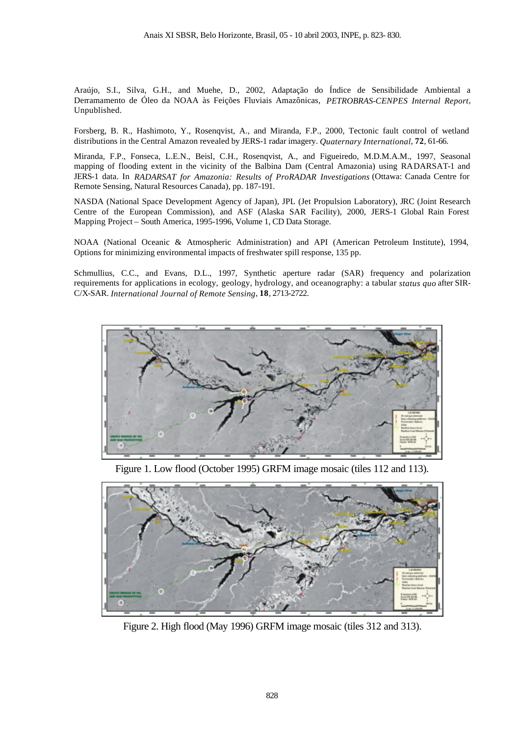Araújo, S.I., Silva, G.H., and Muehe, D., 2002, Adaptação do Índice de Sensibilidade Ambiental a Derramamento de Óleo da NOAA às Feições Fluviais Amazônicas, *PETROBRAS-CENPES Internal Report*, Unpublished.

Forsberg, B. R., Hashimoto, Y., Rosenqvist, A., and Miranda, F.P., 2000, Tectonic fault control of wetland distributions in the Central Amazon revealed by JERS-1 radar imagery. *Quaternary International*, **72**, 61-66.

Miranda, F.P., Fonseca, L.E.N., Beisl, C.H., Rosenqvist, A., and Figueiredo, M.D.M.A.M., 1997, Seasonal mapping of flooding extent in the vicinity of the Balbina Dam (Central Amazonia) using RADARSAT-1 and JERS-1 data. In *RADARSAT for Amazonia: Results of ProRADAR Investigations* (Ottawa: Canada Centre for Remote Sensing, Natural Resources Canada), pp. 187-191.

NASDA (National Space Development Agency of Japan), JPL (Jet Propulsion Laboratory), JRC (Joint Research Centre of the European Commission), and ASF (Alaska SAR Facility), 2000, JERS-1 Global Rain Forest Mapping Project – South America, 1995-1996, Volume 1, CD Data Storage.

NOAA (National Oceanic & Atmospheric Administration) and API (American Petroleum Institute), 1994, Options for minimizing environmental impacts of freshwater spill response, 135 pp.

Schmullius, C.C., and Evans, D.L., 1997, Synthetic aperture radar (SAR) frequency and polarization requirements for applications in ecology, geology, hydrology, and oceanography: a tabular *status quo* after SIR-C/X-SAR. *International Journal of Remote Sensing*, **18**, 2713-2722.

Figure 1. Low flood (October 1995) GRFM image mosaic (tiles 112 and 113).

Figure 2. High flood (May 1996) GRFM image mosaic (tiles 312 and 313).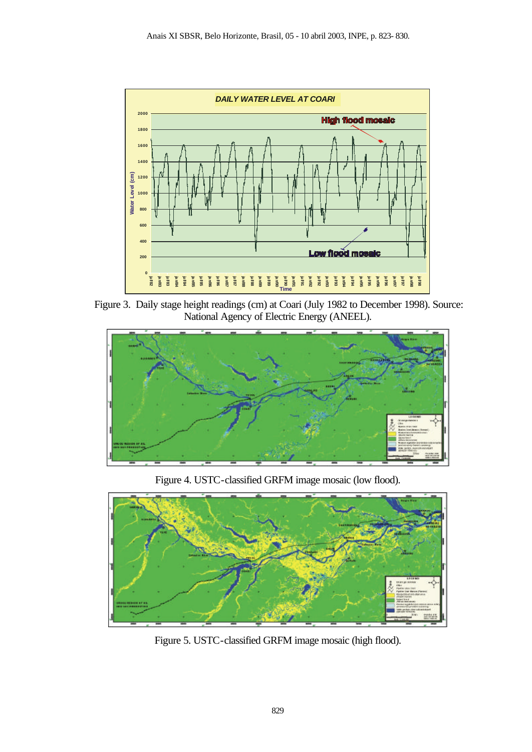Figure 3. Daily stage height readings (cm) at Coari (July 1982 to December 1998). Source: National Agency of Electric Energy (ANEEL).

Figure 4. USTC-classified GRFM image mosaic (low flood).

Figure 5. USTC-classified GRFM image mosaic (high flood).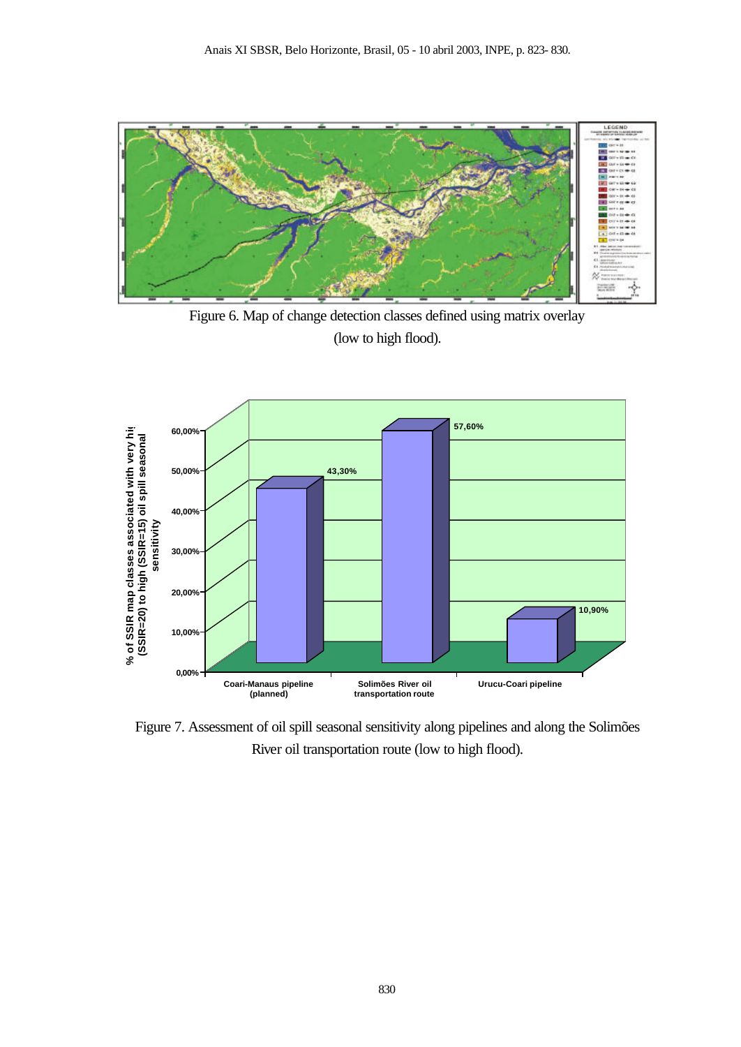Figure 6. Map of change detection classes defined using matrix overlay (low to high flood).

% of SSIR map classes associated with very high (SSIR=20) to high (SSIR=15) oil spill seasonal sensitivity

60,00%
50,00%
40,00%
30,00%
20,00%
10,00%
0,00%

43,30%
57,60%
10,90%

Coari-Manaus pipeline (planned)
Solimões River oil transportation route
Urucu-Coari pipeline

Figure 7. Assessment of oil spill seasonal sensitivity along pipelines and along the Solimões River oil transportation route (low to high flood).